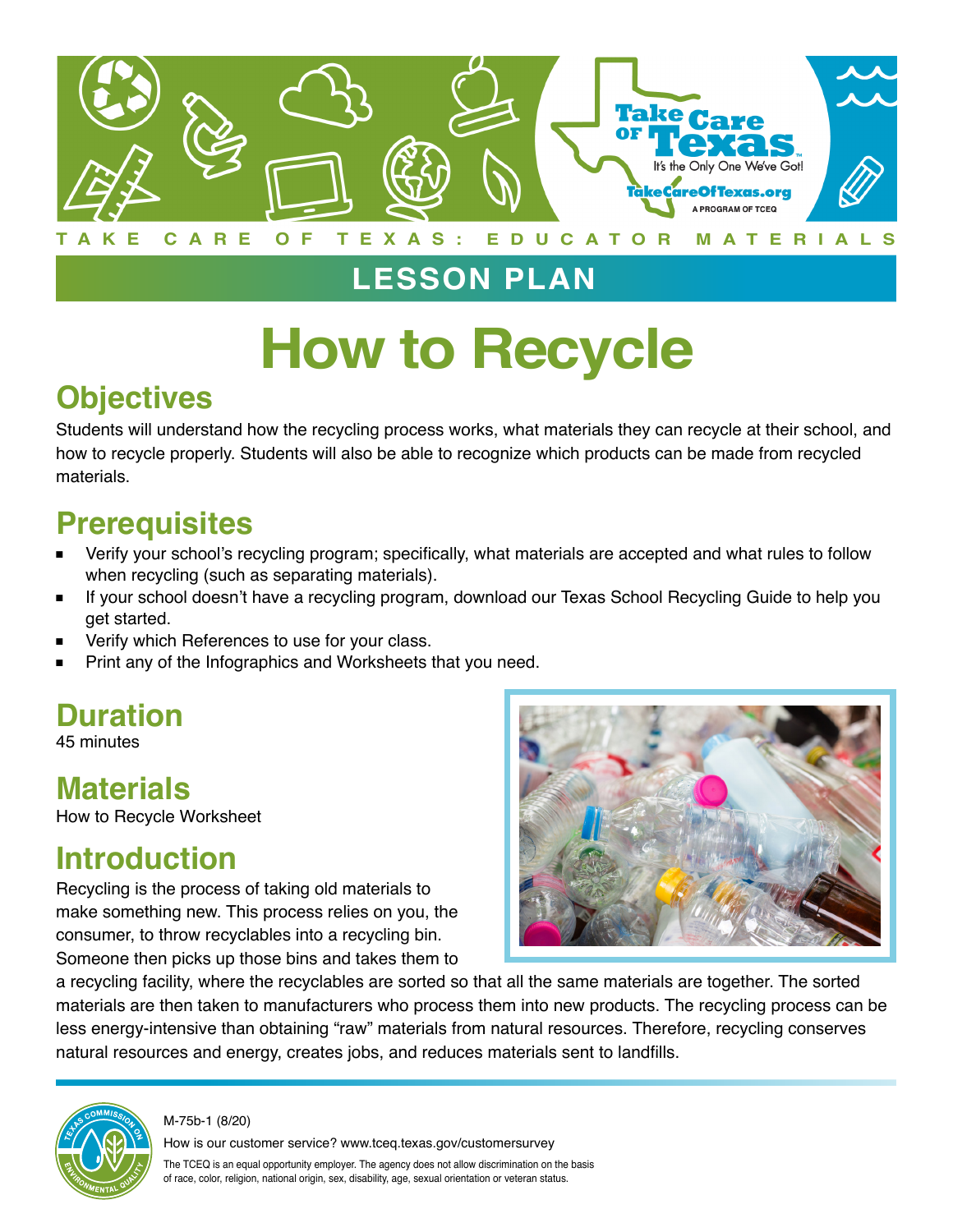TAKE CARE OF TEXAS: EDUCATOR MATERIALS

LESSON PLAN

# How to Recycle

## Objectives

Students will understand how the recycling process works, what materials they can recycle at their school, and how to recycle properly. Students will also be able to recognize which products can be made from recycled materials.

## Prerequisites

- Verify your school's recycling program; specifically, what materials are accepted and what rules to follow when recycling (such as separating materials).
- If your school doesn't have a recycling program, download our Texas School Recycling Guide to help you get started.
- Verify which References to use for your class.
- Print any of the Infographics and Worksheets that you need.

## Duration

45 minutes

## Materials

How to Recycle Worksheet

## Introduction

Recycling is the process of taking old materials to make something new. This process relies on you, the consumer, to throw recyclables into a recycling bin. Someone then picks up those bins and takes them to a recycling facility, where the recyclables are sorted so that all the same materials are together. The sorted materials are then taken to manufacturers who process them into new products. The recycling process can be less energy-intensive than obtaining "raw" materials from natural resources. Therefore, recycling conserves natural resources and energy, creates jobs, and reduces materials sent to landfills.

M-75b-1 (8/20)

How is our customer service? www.tceq.texas.gov/customersurvey

The TCEQ is an equal opportunity employer. The agency does not allow discrimination on the basis of race, color, religion, national origin, sex, disability, age, sexual orientation or veteran status.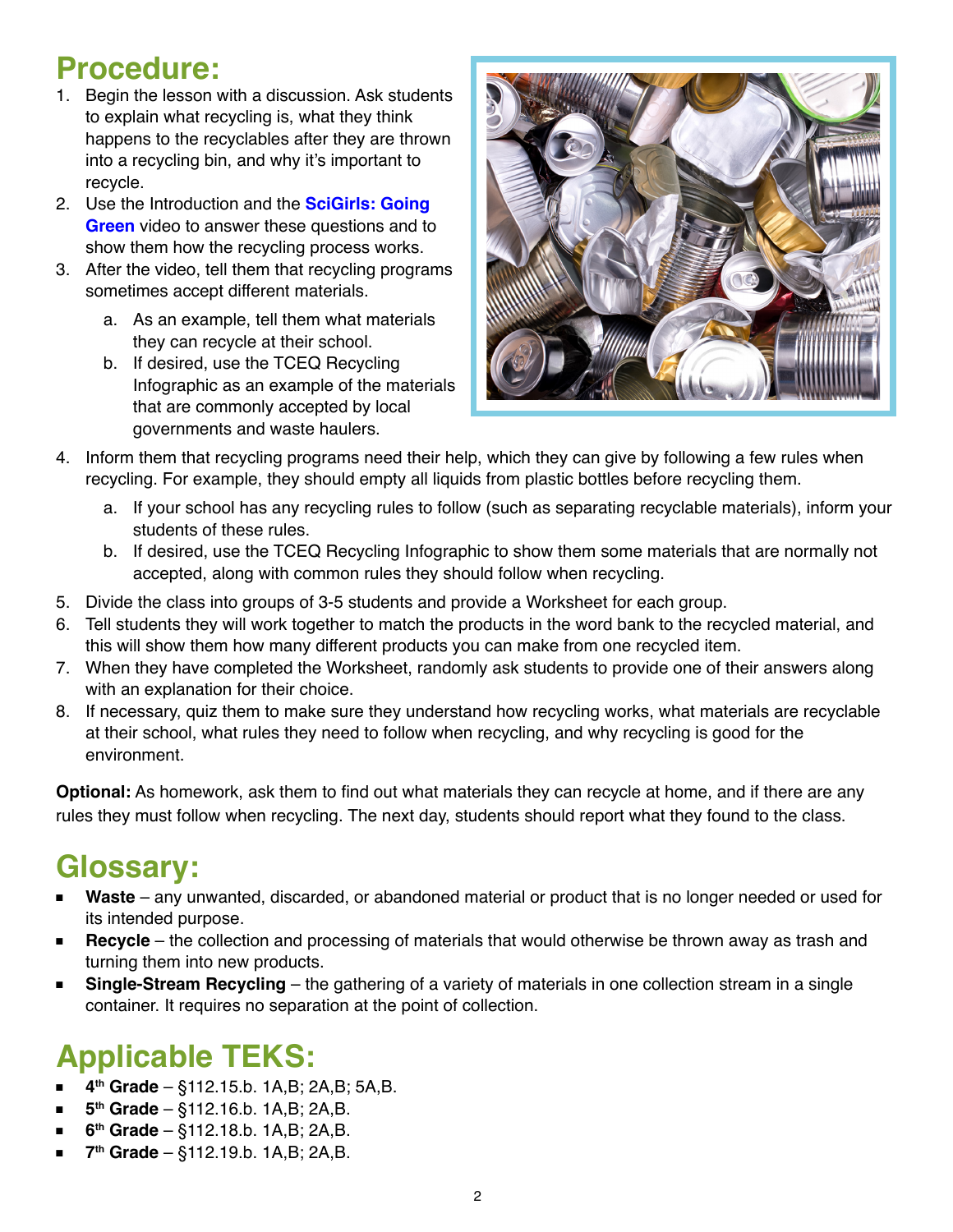## Procedure:

1. Begin the lesson with a discussion. Ask students to explain what recycling is, what they think happens to the recyclables after they are thrown into a recycling bin, and why it's important to recycle.
2. Use the Introduction and the **SciGirls: Going Green** video to answer these questions and to show them how the recycling process works.
3. After the video, tell them that recycling programs sometimes accept different materials.
   a. As an example, tell them what materials they can recycle at their school.
   b. If desired, use the TCEQ Recycling Infographic as an example of the materials that are commonly accepted by local governments and waste haulers.
4. Inform them that recycling programs need their help, which they can give by following a few rules when recycling. For example, they should empty all liquids from plastic bottles before recycling them.
   a. If your school has any recycling rules to follow (such as separating recyclable materials), inform your students of these rules.
   b. If desired, use the TCEQ Recycling Infographic to show them some materials that are normally not accepted, along with common rules they should follow when recycling.
5. Divide the class into groups of 3-5 students and provide a Worksheet for each group.
6. Tell students they will work together to match the products in the word bank to the recycled material, and this will show them how many different products you can make from one recycled item.
7. When they have completed the Worksheet, randomly ask students to provide one of their answers along with an explanation for their choice.
8. If necessary, quiz them to make sure they understand how recycling works, what materials are recyclable at their school, what rules they need to follow when recycling, and why recycling is good for the environment.

**Optional:** As homework, ask them to find out what materials they can recycle at home, and if there are any rules they must follow when recycling. The next day, students should report what they found to the class.

## Glossary:

- **Waste** – any unwanted, discarded, or abandoned material or product that is no longer needed or used for its intended purpose.
- **Recycle** – the collection and processing of materials that would otherwise be thrown away as trash and turning them into new products.
- **Single-Stream Recycling** – the gathering of a variety of materials in one collection stream in a single container. It requires no separation at the point of collection.

## Applicable TEKS:

- **4th Grade** – §112.15.b. 1A,B; 2A,B; 5A,B.
- **5th Grade** – §112.16.b. 1A,B; 2A,B.
- **6th Grade** – §112.18.b. 1A,B; 2A,B.
- **7th Grade** – §112.19.b. 1A,B; 2A,B.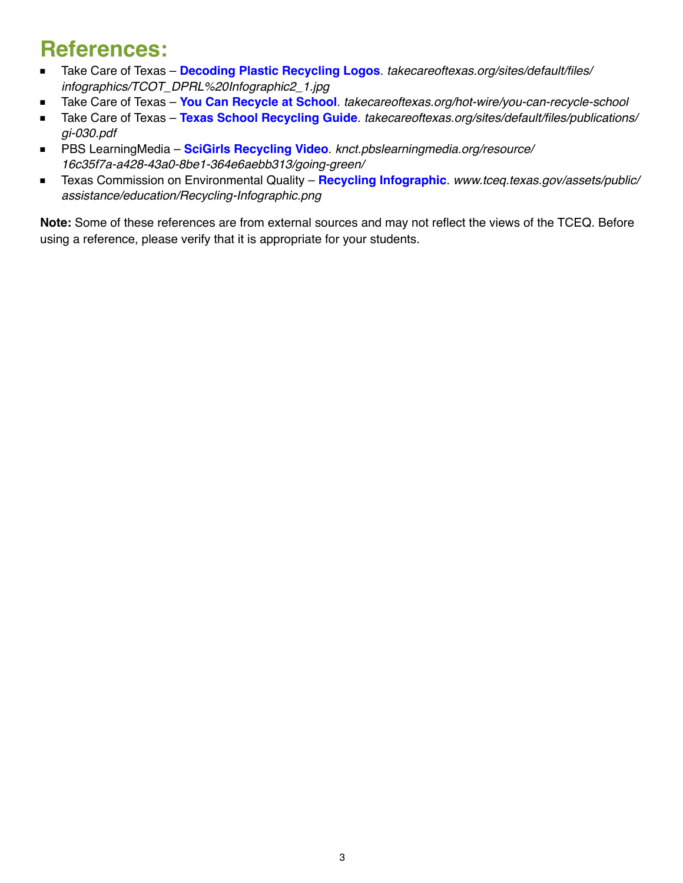## References:

- Take Care of Texas – **Decoding Plastic Recycling Logos**. *takecareoftexas.org/sites/default/files/infographics/TCOT_DPRL%20Infographic2_1.jpg*
- Take Care of Texas – **You Can Recycle at School**. *takecareoftexas.org/hot-wire/you-can-recycle-school*
- Take Care of Texas – **Texas School Recycling Guide**. *takecareoftexas.org/sites/default/files/publications/gi-030.pdf*
- PBS LearningMedia – **SciGirls Recycling Video**. *knct.pbslearningmedia.org/resource/16c35f7a-a428-43a0-8be1-364e6aebb313/going-green/*
- Texas Commission on Environmental Quality – **Recycling Infographic**. *www.tceq.texas.gov/assets/public/assistance/education/Recycling-Infographic.png*

**Note:** Some of these references are from external sources and may not reflect the views of the TCEQ. Before using a reference, please verify that it is appropriate for your students.